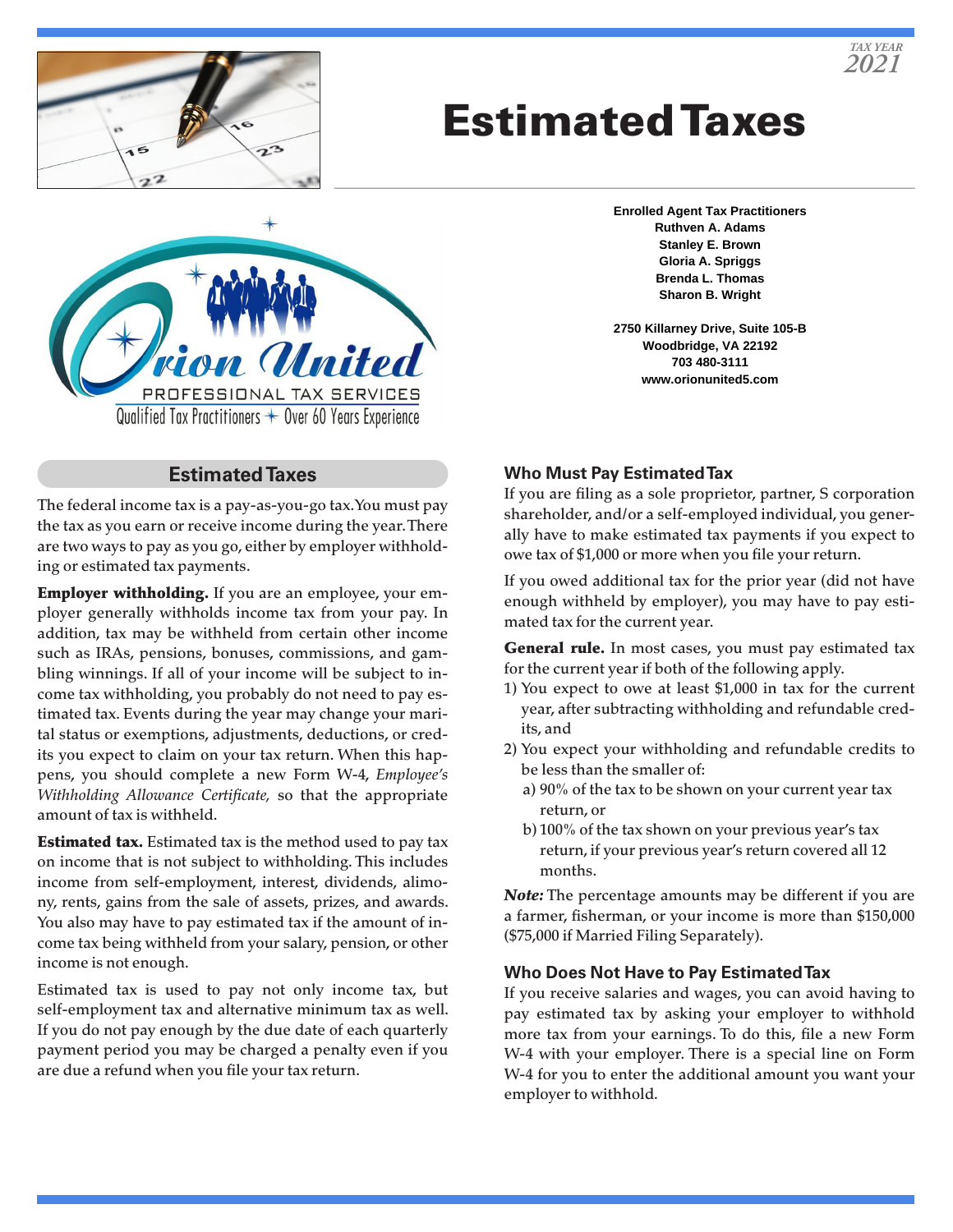TAX YEAR
2021

# Estimated Taxes

Orion United
PROFESSIONAL TAX SERVICES
Qualified Tax Practitioners ✦ Over 60 Years Experience

**Enrolled Agent Tax Practitioners**
**Ruthven A. Adams**
**Stanley E. Brown**
**Gloria A. Spriggs**
**Brenda L. Thomas**
**Sharon B. Wright**

**2750 Killarney Drive, Suite 105-B**
**Woodbridge, VA 22192**
**703 480-3111**
**www.orionunited5.com**

## Estimated Taxes

The federal income tax is a pay-as-you-go tax. You must pay the tax as you earn or receive income during the year. There are two ways to pay as you go, either by employer withholding or estimated tax payments.

**Employer withholding.** If you are an employee, your employer generally withholds income tax from your pay. In addition, tax may be withheld from certain other income such as IRAs, pensions, bonuses, commissions, and gambling winnings. If all of your income will be subject to income tax withholding, you probably do not need to pay estimated tax. Events during the year may change your marital status or exemptions, adjustments, deductions, or credits you expect to claim on your tax return. When this happens, you should complete a new Form W-4, *Employee's Withholding Allowance Certificate,* so that the appropriate amount of tax is withheld.

**Estimated tax.** Estimated tax is the method used to pay tax on income that is not subject to withholding. This includes income from self-employment, interest, dividends, alimony, rents, gains from the sale of assets, prizes, and awards. You also may have to pay estimated tax if the amount of income tax being withheld from your salary, pension, or other income is not enough.

Estimated tax is used to pay not only income tax, but self-employment tax and alternative minimum tax as well. If you do not pay enough by the due date of each quarterly payment period you may be charged a penalty even if you are due a refund when you file your tax return.

### Who Must Pay Estimated Tax

If you are filing as a sole proprietor, partner, S corporation shareholder, and/or a self-employed individual, you generally have to make estimated tax payments if you expect to owe tax of $1,000 or more when you file your return.

If you owed additional tax for the prior year (did not have enough withheld by employer), you may have to pay estimated tax for the current year.

**General rule.** In most cases, you must pay estimated tax for the current year if both of the following apply.

1) You expect to owe at least $1,000 in tax for the current year, after subtracting withholding and refundable credits, and
2) You expect your withholding and refundable credits to be less than the smaller of:
   a) 90% of the tax to be shown on your current year tax return, or
   b) 100% of the tax shown on your previous year's tax return, if your previous year's return covered all 12 months.

***Note:*** The percentage amounts may be different if you are a farmer, fisherman, or your income is more than $150,000 ($75,000 if Married Filing Separately).

### Who Does Not Have to Pay Estimated Tax

If you receive salaries and wages, you can avoid having to pay estimated tax by asking your employer to withhold more tax from your earnings. To do this, file a new Form W-4 with your employer. There is a special line on Form W-4 for you to enter the additional amount you want your employer to withhold.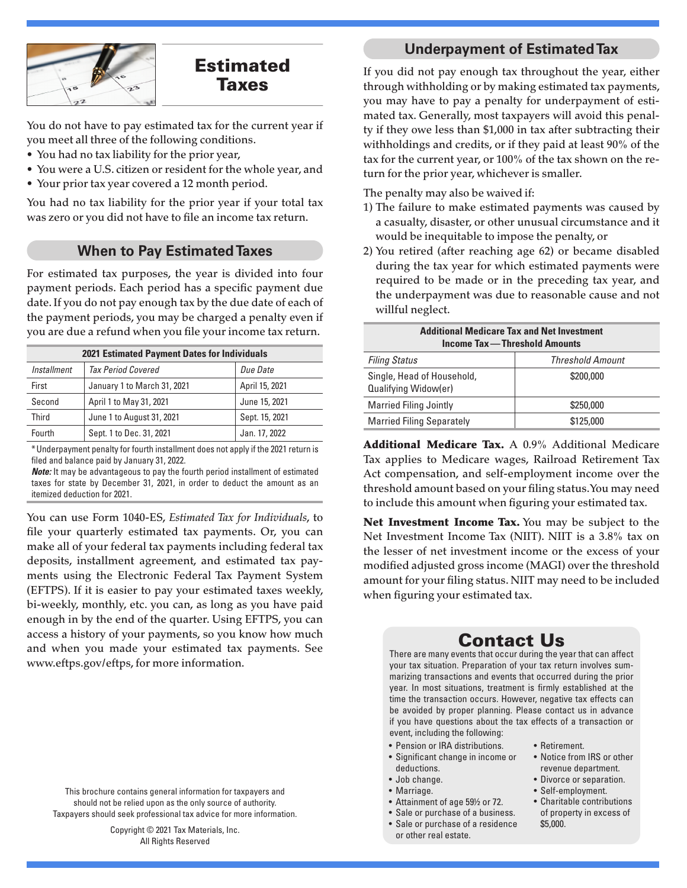# Estimated Taxes

You do not have to pay estimated tax for the current year if you meet all three of the following conditions.

- You had no tax liability for the prior year,
- You were a U.S. citizen or resident for the whole year, and
- Your prior tax year covered a 12 month period.

You had no tax liability for the prior year if your total tax was zero or you did not have to file an income tax return.

## When to Pay Estimated Taxes

For estimated tax purposes, the year is divided into four payment periods. Each period has a specific payment due date. If you do not pay enough tax by the due date of each of the payment periods, you may be charged a penalty even if you are due a refund when you file your income tax return.

| 2021 Estimated Payment Dates for Individuals | | |
|---|---|---|
| *Installment* | *Tax Period Covered* | *Due Date* |
| First | January 1 to March 31, 2021 | April 15, 2021 |
| Second | April 1 to May 31, 2021 | June 15, 2021 |
| Third | June 1 to August 31, 2021 | Sept. 15, 2021 |
| Fourth | Sept. 1 to Dec. 31, 2021 | Jan. 17, 2022 |

*Underpayment penalty for fourth installment does not apply if the 2021 return is filed and balance paid by January 31, 2022.

***Note:*** It may be advantageous to pay the fourth period installment of estimated taxes for state by December 31, 2021, in order to deduct the amount as an itemized deduction for 2021.

You can use Form 1040-ES, *Estimated Tax for Individuals*, to file your quarterly estimated tax payments. Or, you can make all of your federal tax payments including federal tax deposits, installment agreement, and estimated tax payments using the Electronic Federal Tax Payment System (EFTPS). If it is easier to pay your estimated taxes weekly, bi-weekly, monthly, etc. you can, as long as you have paid enough in by the end of the quarter. Using EFTPS, you can access a history of your payments, so you know how much and when you made your estimated tax payments. See www.eftps.gov/eftps, for more information.

This brochure contains general information for taxpayers and should not be relied upon as the only source of authority. Taxpayers should seek professional tax advice for more information.

Copyright © 2021 Tax Materials, Inc. All Rights Reserved

## Underpayment of Estimated Tax

If you did not pay enough tax throughout the year, either through withholding or by making estimated tax payments, you may have to pay a penalty for underpayment of estimated tax. Generally, most taxpayers will avoid this penalty if they owe less than $1,000 in tax after subtracting their withholdings and credits, or if they paid at least 90% of the tax for the current year, or 100% of the tax shown on the return for the prior year, whichever is smaller.

The penalty may also be waived if:

1) The failure to make estimated payments was caused by a casualty, disaster, or other unusual circumstance and it would be inequitable to impose the penalty, or
2) You retired (after reaching age 62) or became disabled during the tax year for which estimated payments were required to be made or in the preceding tax year, and the underpayment was due to reasonable cause and not willful neglect.

| Additional Medicare Tax and Net Investment Income Tax — Threshold Amounts | |
|---|---|
| *Filing Status* | *Threshold Amount* |
| Single, Head of Household, Qualifying Widow(er) | $200,000 |
| Married Filing Jointly | $250,000 |
| Married Filing Separately | $125,000 |

**Additional Medicare Tax.** A 0.9% Additional Medicare Tax applies to Medicare wages, Railroad Retirement Tax Act compensation, and self-employment income over the threshold amount based on your filing status. You may need to include this amount when figuring your estimated tax.

**Net Investment Income Tax.** You may be subject to the Net Investment Income Tax (NIIT). NIIT is a 3.8% tax on the lesser of net investment income or the excess of your modified adjusted gross income (MAGI) over the threshold amount for your filing status. NIIT may need to be included when figuring your estimated tax.

## Contact Us

There are many events that occur during the year that can affect your tax situation. Preparation of your tax return involves summarizing transactions and events that occurred during the prior year. In most situations, treatment is firmly established at the time the transaction occurs. However, negative tax effects can be avoided by proper planning. Please contact us in advance if you have questions about the tax effects of a transaction or event, including the following:

- Pension or IRA distributions.
- Significant change in income or deductions.
- Job change.
- Marriage.
- Attainment of age 59½ or 72.
- Sale or purchase of a business.
- Sale or purchase of a residence or other real estate.
- Retirement.
- Notice from IRS or other revenue department.
- Divorce or separation.
- Self-employment.
- Charitable contributions of property in excess of $5,000.